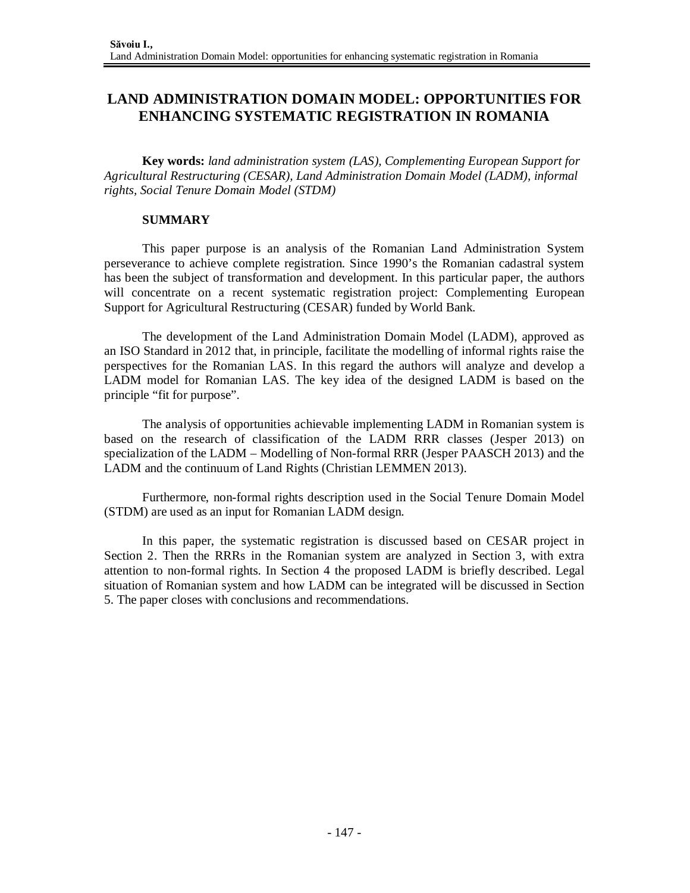# LAND ADMINISTRATION DOMAIN MODEL: OPPORTUNITIES FOR ENHANCING SYSTEMATIC REGISTRATION IN ROMANIA

**Key words:** *land administration system (LAS), Complementing European Support for Agricultural Restructuring (CESAR), Land Administration Domain Model (LADM), informal rights, Social Tenure Domain Model (STDM)*

## SUMMARY

This paper purpose is an analysis of the Romanian Land Administration System perseverance to achieve complete registration. Since 1990's the Romanian cadastral system has been the subject of transformation and development. In this particular paper, the authors will concentrate on a recent systematic registration project: Complementing European Support for Agricultural Restructuring (CESAR) funded by World Bank.

The development of the Land Administration Domain Model (LADM), approved as an ISO Standard in 2012 that, in principle, facilitate the modelling of informal rights raise the perspectives for the Romanian LAS. In this regard the authors will analyze and develop a LADM model for Romanian LAS. The key idea of the designed LADM is based on the principle "fit for purpose".

The analysis of opportunities achievable implementing LADM in Romanian system is based on the research of classification of the LADM RRR classes (Jesper 2013) on specialization of the LADM – Modelling of Non-formal RRR (Jesper PAASCH 2013) and the LADM and the continuum of Land Rights (Christian LEMMEN 2013).

Furthermore, non-formal rights description used in the Social Tenure Domain Model (STDM) are used as an input for Romanian LADM design.

In this paper, the systematic registration is discussed based on CESAR project in Section 2. Then the RRRs in the Romanian system are analyzed in Section 3, with extra attention to non-formal rights. In Section 4 the proposed LADM is briefly described. Legal situation of Romanian system and how LADM can be integrated will be discussed in Section 5. The paper closes with conclusions and recommendations.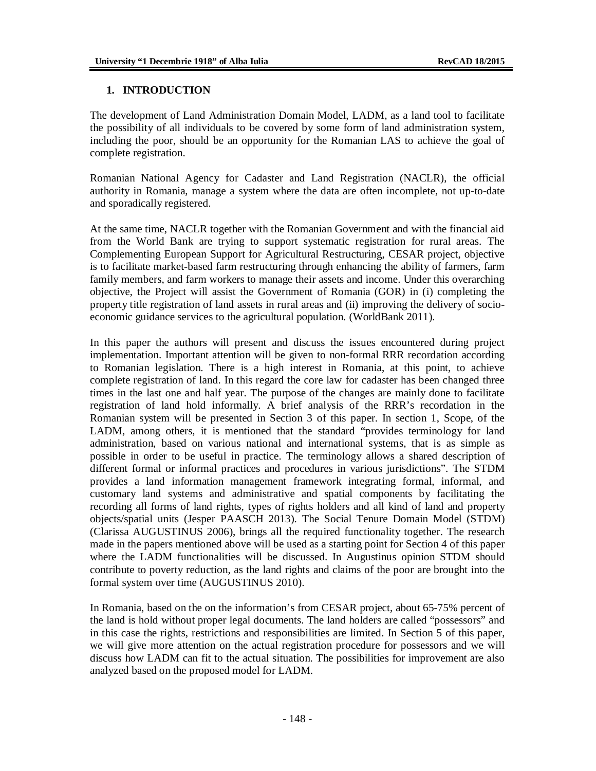## 1. INTRODUCTION

The development of Land Administration Domain Model, LADM, as a land tool to facilitate the possibility of all individuals to be covered by some form of land administration system, including the poor, should be an opportunity for the Romanian LAS to achieve the goal of complete registration.

Romanian National Agency for Cadaster and Land Registration (NACLR), the official authority in Romania, manage a system where the data are often incomplete, not up-to-date and sporadically registered.

At the same time, NACLR together with the Romanian Government and with the financial aid from the World Bank are trying to support systematic registration for rural areas. The Complementing European Support for Agricultural Restructuring, CESAR project, objective is to facilitate market-based farm restructuring through enhancing the ability of farmers, farm family members, and farm workers to manage their assets and income. Under this overarching objective, the Project will assist the Government of Romania (GOR) in (i) completing the property title registration of land assets in rural areas and (ii) improving the delivery of socio-economic guidance services to the agricultural population. (WorldBank 2011).

In this paper the authors will present and discuss the issues encountered during project implementation. Important attention will be given to non-formal RRR recordation according to Romanian legislation. There is a high interest in Romania, at this point, to achieve complete registration of land. In this regard the core law for cadaster has been changed three times in the last one and half year. The purpose of the changes are mainly done to facilitate registration of land hold informally. A brief analysis of the RRR's recordation in the Romanian system will be presented in Section 3 of this paper. In section 1, Scope, of the LADM, among others, it is mentioned that the standard "provides terminology for land administration, based on various national and international systems, that is as simple as possible in order to be useful in practice. The terminology allows a shared description of different formal or informal practices and procedures in various jurisdictions". The STDM provides a land information management framework integrating formal, informal, and customary land systems and administrative and spatial components by facilitating the recording all forms of land rights, types of rights holders and all kind of land and property objects/spatial units (Jesper PAASCH 2013). The Social Tenure Domain Model (STDM) (Clarissa AUGUSTINUS 2006), brings all the required functionality together. The research made in the papers mentioned above will be used as a starting point for Section 4 of this paper where the LADM functionalities will be discussed. In Augustinus opinion STDM should contribute to poverty reduction, as the land rights and claims of the poor are brought into the formal system over time (AUGUSTINUS 2010).

In Romania, based on the on the information's from CESAR project, about 65-75% percent of the land is hold without proper legal documents. The land holders are called "possessors" and in this case the rights, restrictions and responsibilities are limited. In Section 5 of this paper, we will give more attention on the actual registration procedure for possessors and we will discuss how LADM can fit to the actual situation. The possibilities for improvement are also analyzed based on the proposed model for LADM.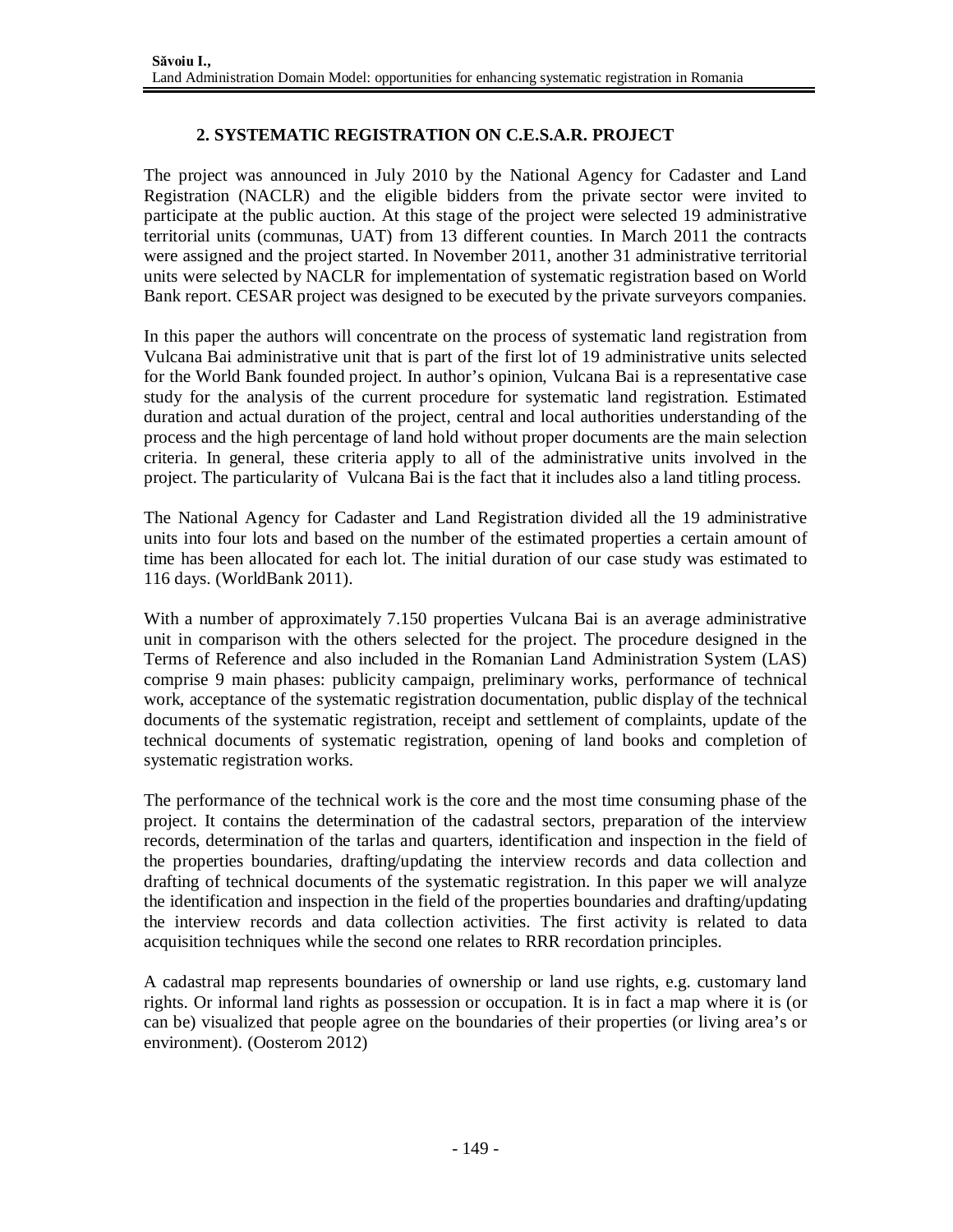## 2. SYSTEMATIC REGISTRATION ON C.E.S.A.R. PROJECT

The project was announced in July 2010 by the National Agency for Cadaster and Land Registration (NACLR) and the eligible bidders from the private sector were invited to participate at the public auction. At this stage of the project were selected 19 administrative territorial units (communas, UAT) from 13 different counties. In March 2011 the contracts were assigned and the project started. In November 2011, another 31 administrative territorial units were selected by NACLR for implementation of systematic registration based on World Bank report. CESAR project was designed to be executed by the private surveyors companies.

In this paper the authors will concentrate on the process of systematic land registration from Vulcana Bai administrative unit that is part of the first lot of 19 administrative units selected for the World Bank founded project. In author's opinion, Vulcana Bai is a representative case study for the analysis of the current procedure for systematic land registration. Estimated duration and actual duration of the project, central and local authorities understanding of the process and the high percentage of land hold without proper documents are the main selection criteria. In general, these criteria apply to all of the administrative units involved in the project. The particularity of Vulcana Bai is the fact that it includes also a land titling process.

The National Agency for Cadaster and Land Registration divided all the 19 administrative units into four lots and based on the number of the estimated properties a certain amount of time has been allocated for each lot. The initial duration of our case study was estimated to 116 days. (WorldBank 2011).

With a number of approximately 7.150 properties Vulcana Bai is an average administrative unit in comparison with the others selected for the project. The procedure designed in the Terms of Reference and also included in the Romanian Land Administration System (LAS) comprise 9 main phases: publicity campaign, preliminary works, performance of technical work, acceptance of the systematic registration documentation, public display of the technical documents of the systematic registration, receipt and settlement of complaints, update of the technical documents of systematic registration, opening of land books and completion of systematic registration works.

The performance of the technical work is the core and the most time consuming phase of the project. It contains the determination of the cadastral sectors, preparation of the interview records, determination of the tarlas and quarters, identification and inspection in the field of the properties boundaries, drafting/updating the interview records and data collection and drafting of technical documents of the systematic registration. In this paper we will analyze the identification and inspection in the field of the properties boundaries and drafting/updating the interview records and data collection activities. The first activity is related to data acquisition techniques while the second one relates to RRR recordation principles.

A cadastral map represents boundaries of ownership or land use rights, e.g. customary land rights. Or informal land rights as possession or occupation. It is in fact a map where it is (or can be) visualized that people agree on the boundaries of their properties (or living area's or environment). (Oosterom 2012)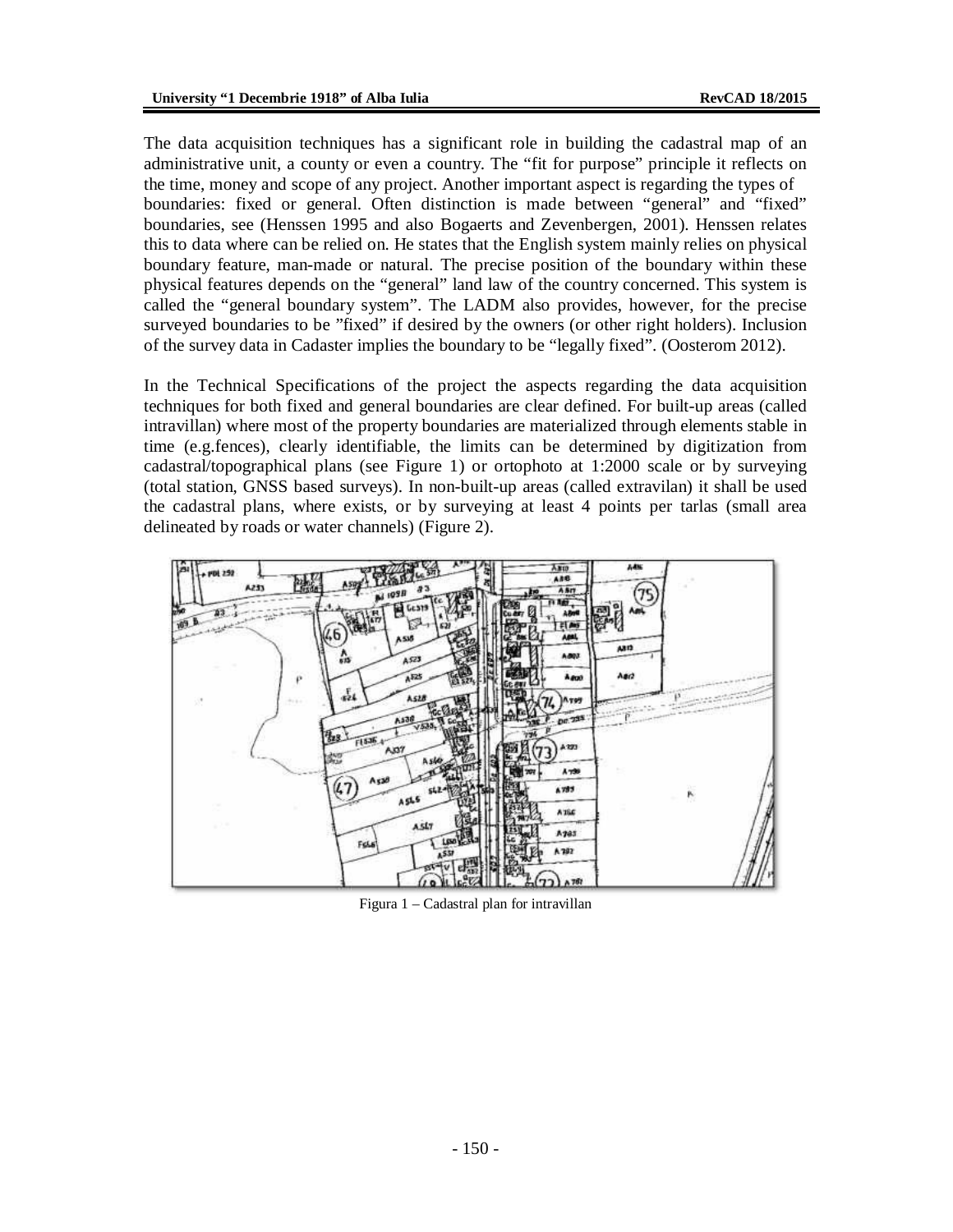The data acquisition techniques has a significant role in building the cadastral map of an administrative unit, a county or even a country. The "fit for purpose" principle it reflects on the time, money and scope of any project. Another important aspect is regarding the types of boundaries: fixed or general. Often distinction is made between "general" and "fixed" boundaries, see (Henssen 1995 and also Bogaerts and Zevenbergen, 2001). Henssen relates this to data where can be relied on. He states that the English system mainly relies on physical boundary feature, man-made or natural. The precise position of the boundary within these physical features depends on the "general" land law of the country concerned. This system is called the "general boundary system". The LADM also provides, however, for the precise surveyed boundaries to be "fixed" if desired by the owners (or other right holders). Inclusion of the survey data in Cadaster implies the boundary to be "legally fixed". (Oosterom 2012).

In the Technical Specifications of the project the aspects regarding the data acquisition techniques for both fixed and general boundaries are clear defined. For built-up areas (called intravillan) where most of the property boundaries are materialized through elements stable in time (e.g.fences), clearly identifiable, the limits can be determined by digitization from cadastral/topographical plans (see Figure 1) or ortophoto at 1:2000 scale or by surveying (total station, GNSS based surveys). In non-built-up areas (called extravilan) it shall be used the cadastral plans, where exists, or by surveying at least 4 points per tarlas (small area delineated by roads or water channels) (Figure 2).

Figura 1 – Cadastral plan for intravillan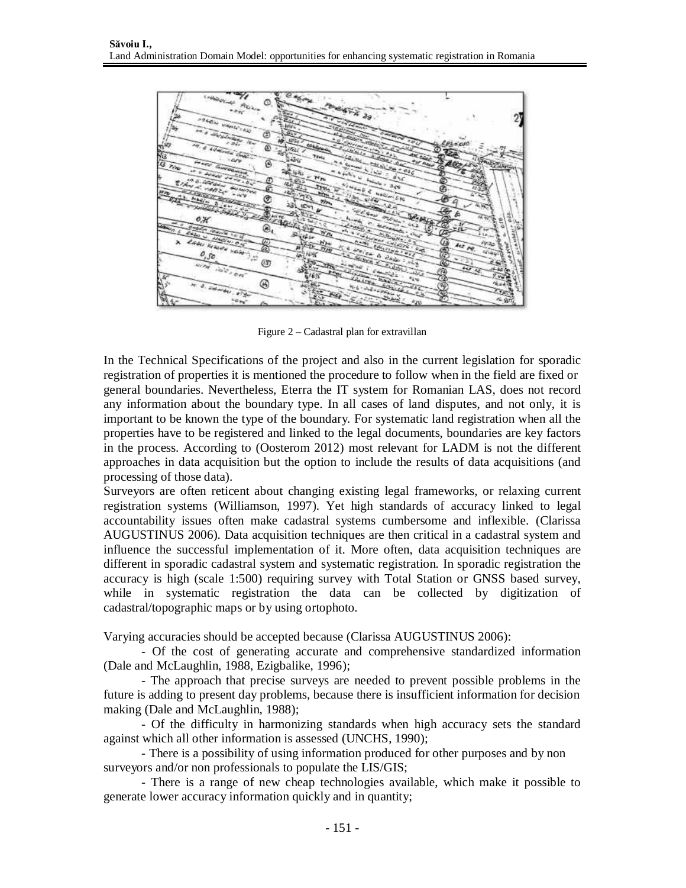Figure 2 – Cadastral plan for extravillan

In the Technical Specifications of the project and also in the current legislation for sporadic registration of properties it is mentioned the procedure to follow when in the field are fixed or general boundaries. Nevertheless, Eterra the IT system for Romanian LAS, does not record any information about the boundary type. In all cases of land disputes, and not only, it is important to be known the type of the boundary. For systematic land registration when all the properties have to be registered and linked to the legal documents, boundaries are key factors in the process. According to (Oosterom 2012) most relevant for LADM is not the different approaches in data acquisition but the option to include the results of data acquisitions (and processing of those data).

Surveyors are often reticent about changing existing legal frameworks, or relaxing current registration systems (Williamson, 1997). Yet high standards of accuracy linked to legal accountability issues often make cadastral systems cumbersome and inflexible. (Clarissa AUGUSTINUS 2006). Data acquisition techniques are then critical in a cadastral system and influence the successful implementation of it. More often, data acquisition techniques are different in sporadic cadastral system and systematic registration. In sporadic registration the accuracy is high (scale 1:500) requiring survey with Total Station or GNSS based survey, while in systematic registration the data can be collected by digitization of cadastral/topographic maps or by using ortophoto.

Varying accuracies should be accepted because (Clarissa AUGUSTINUS 2006):

- Of the cost of generating accurate and comprehensive standardized information (Dale and McLaughlin, 1988, Ezigbalike, 1996);
- The approach that precise surveys are needed to prevent possible problems in the future is adding to present day problems, because there is insufficient information for decision making (Dale and McLaughlin, 1988);
- Of the difficulty in harmonizing standards when high accuracy sets the standard against which all other information is assessed (UNCHS, 1990);
- There is a possibility of using information produced for other purposes and by non surveyors and/or non professionals to populate the LIS/GIS;
- There is a range of new cheap technologies available, which make it possible to generate lower accuracy information quickly and in quantity;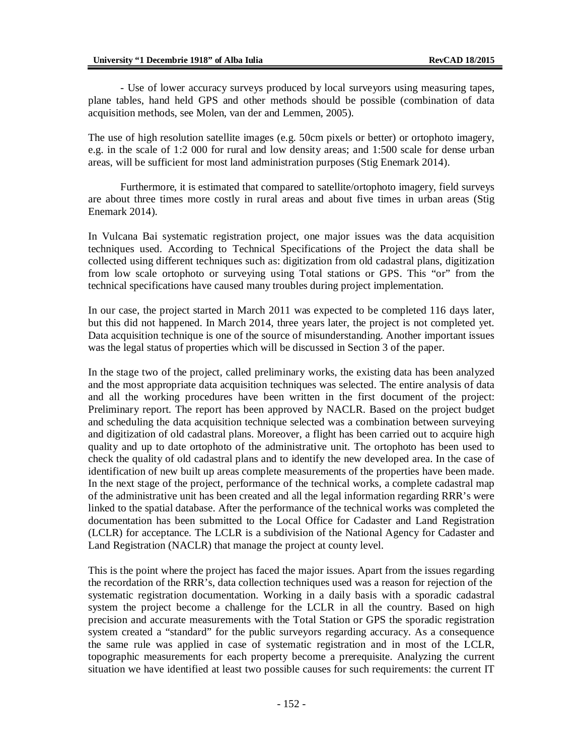- Use of lower accuracy surveys produced by local surveyors using measuring tapes, plane tables, hand held GPS and other methods should be possible (combination of data acquisition methods, see Molen, van der and Lemmen, 2005).

The use of high resolution satellite images (e.g. 50cm pixels or better) or ortophoto imagery, e.g. in the scale of 1:2 000 for rural and low density areas; and 1:500 scale for dense urban areas, will be sufficient for most land administration purposes (Stig Enemark 2014).

Furthermore, it is estimated that compared to satellite/ortophoto imagery, field surveys are about three times more costly in rural areas and about five times in urban areas (Stig Enemark 2014).

In Vulcana Bai systematic registration project, one major issues was the data acquisition techniques used. According to Technical Specifications of the Project the data shall be collected using different techniques such as: digitization from old cadastral plans, digitization from low scale ortophoto or surveying using Total stations or GPS. This "or" from the technical specifications have caused many troubles during project implementation.

In our case, the project started in March 2011 was expected to be completed 116 days later, but this did not happened. In March 2014, three years later, the project is not completed yet. Data acquisition technique is one of the source of misunderstanding. Another important issues was the legal status of properties which will be discussed in Section 3 of the paper.

In the stage two of the project, called preliminary works, the existing data has been analyzed and the most appropriate data acquisition techniques was selected. The entire analysis of data and all the working procedures have been written in the first document of the project: Preliminary report. The report has been approved by NACLR. Based on the project budget and scheduling the data acquisition technique selected was a combination between surveying and digitization of old cadastral plans. Moreover, a flight has been carried out to acquire high quality and up to date ortophoto of the administrative unit. The ortophoto has been used to check the quality of old cadastral plans and to identify the new developed area. In the case of identification of new built up areas complete measurements of the properties have been made. In the next stage of the project, performance of the technical works, a complete cadastral map of the administrative unit has been created and all the legal information regarding RRR's were linked to the spatial database. After the performance of the technical works was completed the documentation has been submitted to the Local Office for Cadaster and Land Registration (LCLR) for acceptance. The LCLR is a subdivision of the National Agency for Cadaster and Land Registration (NACLR) that manage the project at county level.

This is the point where the project has faced the major issues. Apart from the issues regarding the recordation of the RRR's, data collection techniques used was a reason for rejection of the systematic registration documentation. Working in a daily basis with a sporadic cadastral system the project become a challenge for the LCLR in all the country. Based on high precision and accurate measurements with the Total Station or GPS the sporadic registration system created a "standard" for the public surveyors regarding accuracy. As a consequence the same rule was applied in case of systematic registration and in most of the LCLR, topographic measurements for each property become a prerequisite. Analyzing the current situation we have identified at least two possible causes for such requirements: the current IT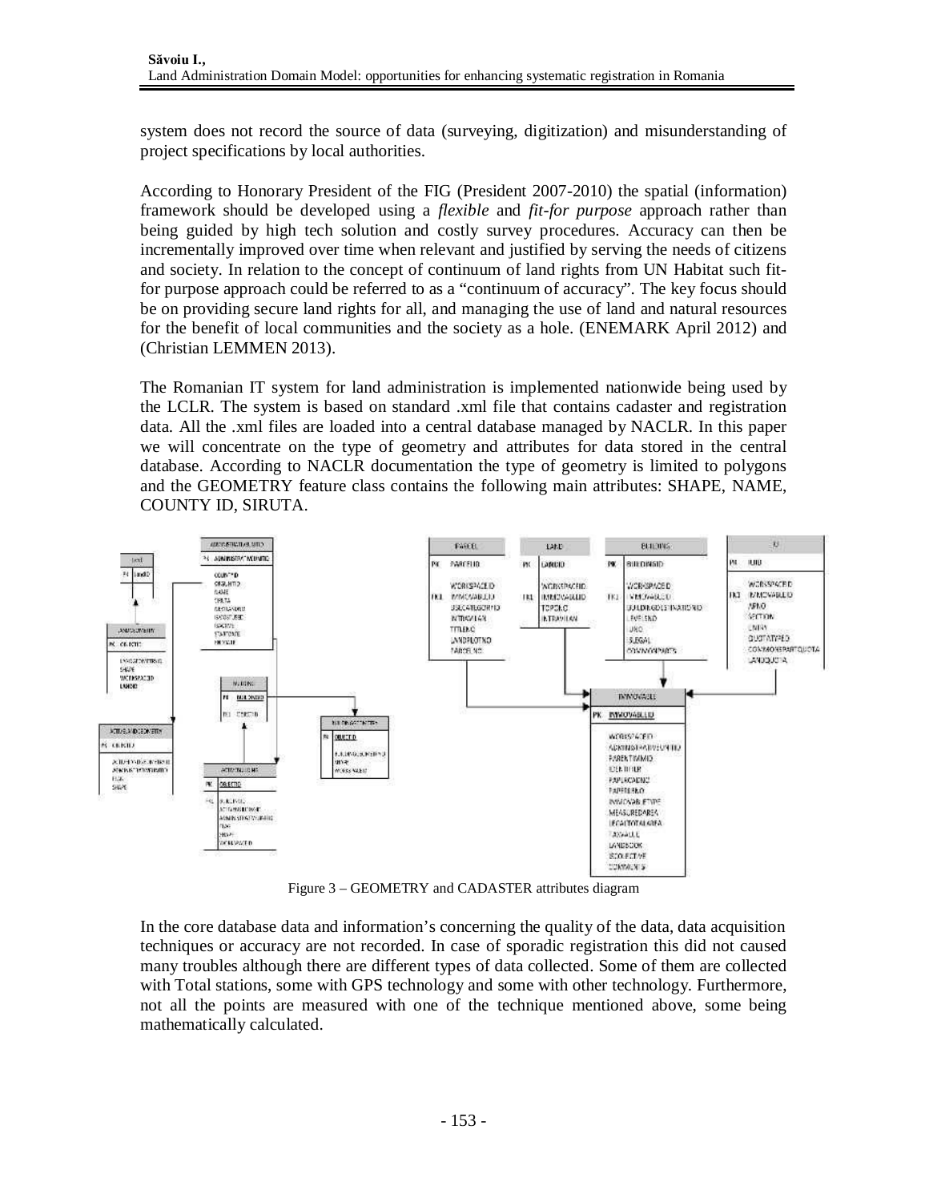system does not record the source of data (surveying, digitization) and misunderstanding of project specifications by local authorities.

According to Honorary President of the FIG (President 2007-2010) the spatial (information) framework should be developed using a *flexible* and *fit-for purpose* approach rather than being guided by high tech solution and costly survey procedures. Accuracy can then be incrementally improved over time when relevant and justified by serving the needs of citizens and society. In relation to the concept of continuum of land rights from UN Habitat such fit-for purpose approach could be referred to as a "continuum of accuracy". The key focus should be on providing secure land rights for all, and managing the use of land and natural resources for the benefit of local communities and the society as a hole. (ENEMARK April 2012) and (Christian LEMMEN 2013).

The Romanian IT system for land administration is implemented nationwide being used by the LCLR. The system is based on standard .xml file that contains cadaster and registration data. All the .xml files are loaded into a central database managed by NACLR. In this paper we will concentrate on the type of geometry and attributes for data stored in the central database. According to NACLR documentation the type of geometry is limited to polygons and the GEOMETRY feature class contains the following main attributes: SHAPE, NAME, COUNTY ID, SIRUTA.

Figure 3 – GEOMETRY and CADASTER attributes diagram

In the core database data and information's concerning the quality of the data, data acquisition techniques or accuracy are not recorded. In case of sporadic registration this did not caused many troubles although there are different types of data collected. Some of them are collected with Total stations, some with GPS technology and some with other technology. Furthermore, not all the points are measured with one of the technique mentioned above, some being mathematically calculated.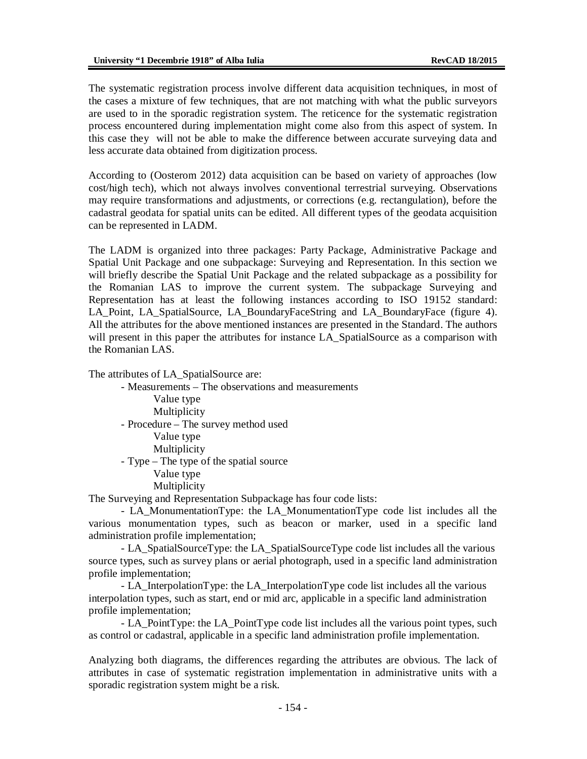The systematic registration process involve different data acquisition techniques, in most of the cases a mixture of few techniques, that are not matching with what the public surveyors are used to in the sporadic registration system. The reticence for the systematic registration process encountered during implementation might come also from this aspect of system. In this case they will not be able to make the difference between accurate surveying data and less accurate data obtained from digitization process.

According to (Oosterom 2012) data acquisition can be based on variety of approaches (low cost/high tech), which not always involves conventional terrestrial surveying. Observations may require transformations and adjustments, or corrections (e.g. rectangulation), before the cadastral geodata for spatial units can be edited. All different types of the geodata acquisition can be represented in LADM.

The LADM is organized into three packages: Party Package, Administrative Package and Spatial Unit Package and one subpackage: Surveying and Representation. In this section we will briefly describe the Spatial Unit Package and the related subpackage as a possibility for the Romanian LAS to improve the current system. The subpackage Surveying and Representation has at least the following instances according to ISO 19152 standard: LA_Point, LA_SpatialSource, LA_BoundaryFaceString and LA_BoundaryFace (figure 4). All the attributes for the above mentioned instances are presented in the Standard. The authors will present in this paper the attributes for instance LA_SpatialSource as a comparison with the Romanian LAS.

The attributes of LA_SpatialSource are:

- Measurements – The observations and measurements
  - Value type
  - Multiplicity
- Procedure – The survey method used
  - Value type
  - Multiplicity
- Type – The type of the spatial source
  - Value type
  - Multiplicity

The Surveying and Representation Subpackage has four code lists:

- LA_MonumentationType: the LA_MonumentationType code list includes all the various monumentation types, such as beacon or marker, used in a specific land administration profile implementation;
- LA_SpatialSourceType: the LA_SpatialSourceType code list includes all the various source types, such as survey plans or aerial photograph, used in a specific land administration profile implementation;
- LA_InterpolationType: the LA_InterpolationType code list includes all the various interpolation types, such as start, end or mid arc, applicable in a specific land administration profile implementation;
- LA_PointType: the LA_PointType code list includes all the various point types, such as control or cadastral, applicable in a specific land administration profile implementation.

Analyzing both diagrams, the differences regarding the attributes are obvious. The lack of attributes in case of systematic registration implementation in administrative units with a sporadic registration system might be a risk.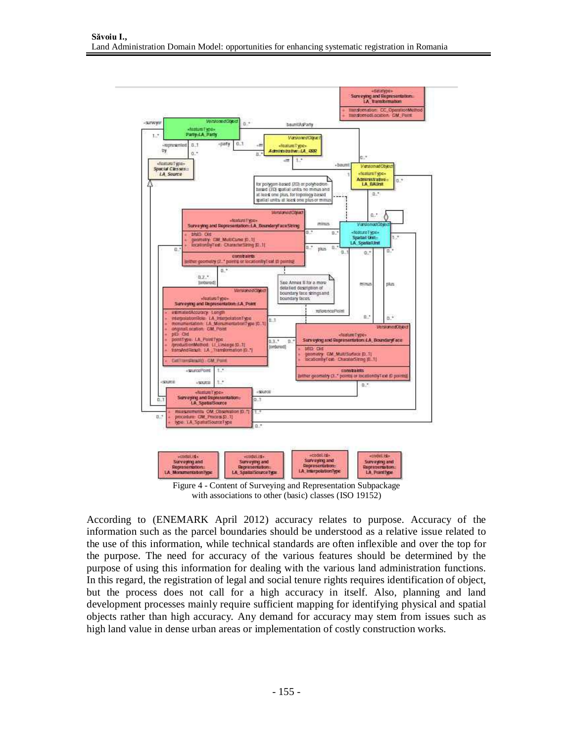Figure 4 - Content of Surveying and Representation Subpackage with associations to other (basic) classes (ISO 19152)

According to (ENEMARK April 2012) accuracy relates to purpose. Accuracy of the information such as the parcel boundaries should be understood as a relative issue related to the use of this information, while technical standards are often inflexible and over the top for the purpose. The need for accuracy of the various features should be determined by the purpose of using this information for dealing with the various land administration functions. In this regard, the registration of legal and social tenure rights requires identification of object, but the process does not call for a high accuracy in itself. Also, planning and land development processes mainly require sufficient mapping for identifying physical and spatial objects rather than high accuracy. Any demand for accuracy may stem from issues such as high land value in dense urban areas or implementation of costly construction works.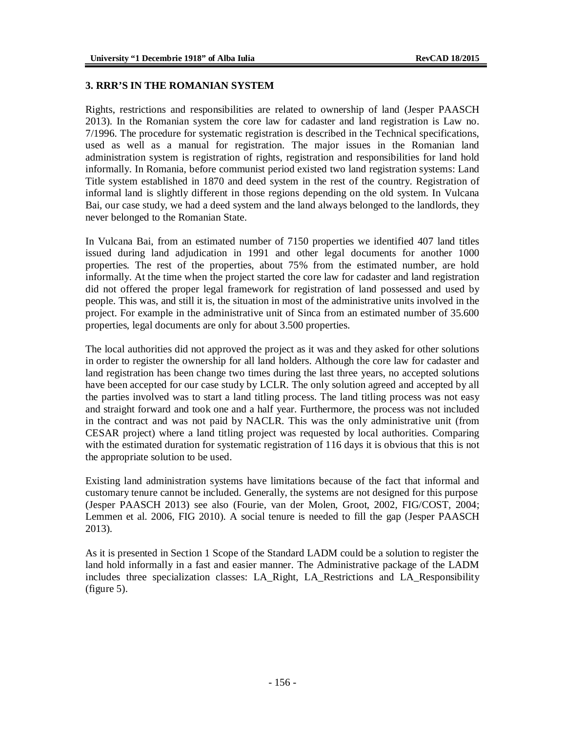### 3. RRR'S IN THE ROMANIAN SYSTEM

Rights, restrictions and responsibilities are related to ownership of land (Jesper PAASCH 2013). In the Romanian system the core law for cadaster and land registration is Law no. 7/1996. The procedure for systematic registration is described in the Technical specifications, used as well as a manual for registration. The major issues in the Romanian land administration system is registration of rights, registration and responsibilities for land hold informally. In Romania, before communist period existed two land registration systems: Land Title system established in 1870 and deed system in the rest of the country. Registration of informal land is slightly different in those regions depending on the old system. In Vulcana Bai, our case study, we had a deed system and the land always belonged to the landlords, they never belonged to the Romanian State.

In Vulcana Bai, from an estimated number of 7150 properties we identified 407 land titles issued during land adjudication in 1991 and other legal documents for another 1000 properties. The rest of the properties, about 75% from the estimated number, are hold informally. At the time when the project started the core law for cadaster and land registration did not offered the proper legal framework for registration of land possessed and used by people. This was, and still it is, the situation in most of the administrative units involved in the project. For example in the administrative unit of Sinca from an estimated number of 35.600 properties, legal documents are only for about 3.500 properties.

The local authorities did not approved the project as it was and they asked for other solutions in order to register the ownership for all land holders. Although the core law for cadaster and land registration has been change two times during the last three years, no accepted solutions have been accepted for our case study by LCLR. The only solution agreed and accepted by all the parties involved was to start a land titling process. The land titling process was not easy and straight forward and took one and a half year. Furthermore, the process was not included in the contract and was not paid by NACLR. This was the only administrative unit (from CESAR project) where a land titling project was requested by local authorities. Comparing with the estimated duration for systematic registration of 116 days it is obvious that this is not the appropriate solution to be used.

Existing land administration systems have limitations because of the fact that informal and customary tenure cannot be included. Generally, the systems are not designed for this purpose (Jesper PAASCH 2013) see also (Fourie, van der Molen, Groot, 2002, FIG/COST, 2004; Lemmen et al. 2006, FIG 2010). A social tenure is needed to fill the gap (Jesper PAASCH 2013).

As it is presented in Section 1 Scope of the Standard LADM could be a solution to register the land hold informally in a fast and easier manner. The Administrative package of the LADM includes three specialization classes: LA_Right, LA_Restrictions and LA_Responsibility (figure 5).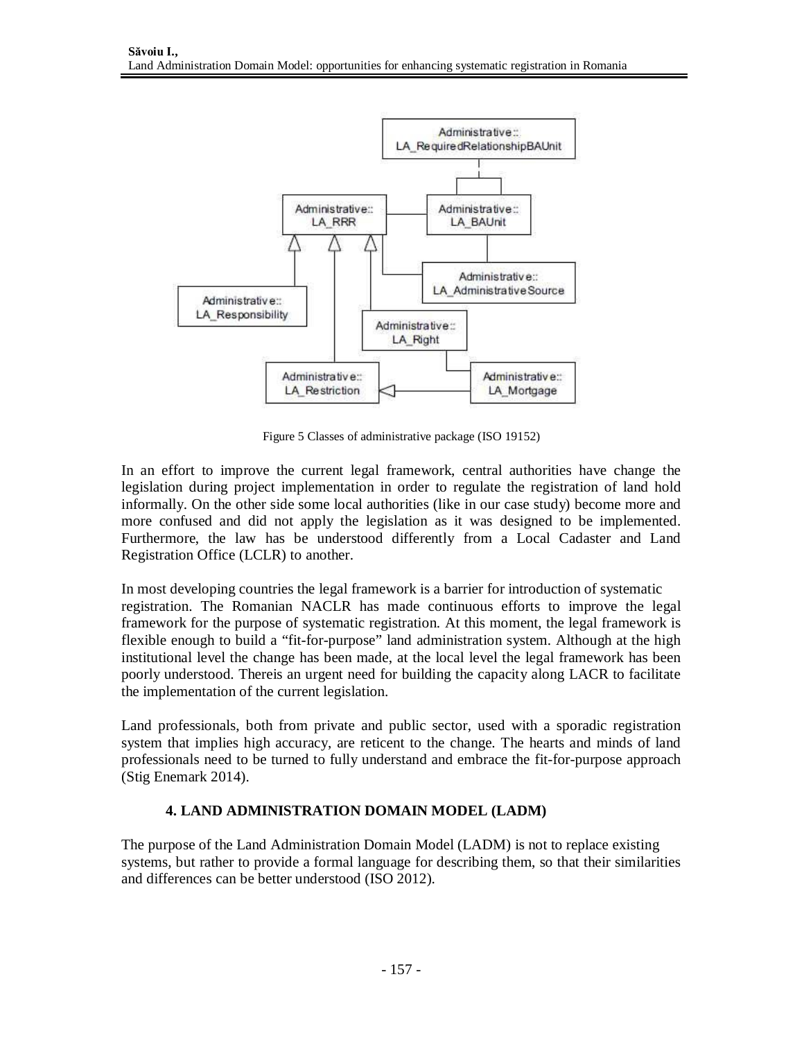Figure 5 Classes of administrative package (ISO 19152)

In an effort to improve the current legal framework, central authorities have change the legislation during project implementation in order to regulate the registration of land hold informally. On the other side some local authorities (like in our case study) become more and more confused and did not apply the legislation as it was designed to be implemented. Furthermore, the law has be understood differently from a Local Cadaster and Land Registration Office (LCLR) to another.

In most developing countries the legal framework is a barrier for introduction of systematic registration. The Romanian NACLR has made continuous efforts to improve the legal framework for the purpose of systematic registration. At this moment, the legal framework is flexible enough to build a "fit-for-purpose" land administration system. Although at the high institutional level the change has been made, at the local level the legal framework has been poorly understood. Thereis an urgent need for building the capacity along LACR to facilitate the implementation of the current legislation.

Land professionals, both from private and public sector, used with a sporadic registration system that implies high accuracy, are reticent to the change. The hearts and minds of land professionals need to be turned to fully understand and embrace the fit-for-purpose approach (Stig Enemark 2014).

## 4. LAND ADMINISTRATION DOMAIN MODEL (LADM)

The purpose of the Land Administration Domain Model (LADM) is not to replace existing systems, but rather to provide a formal language for describing them, so that their similarities and differences can be better understood (ISO 2012).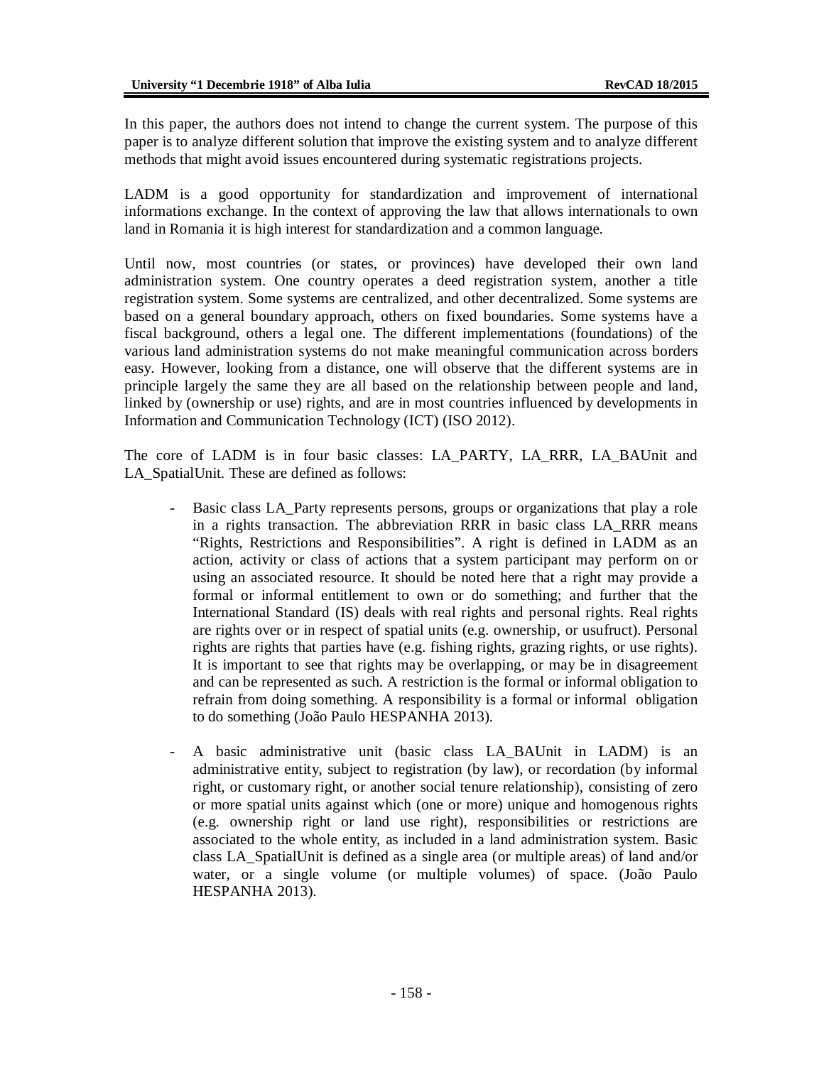In this paper, the authors does not intend to change the current system. The purpose of this paper is to analyze different solution that improve the existing system and to analyze different methods that might avoid issues encountered during systematic registrations projects.

LADM is a good opportunity for standardization and improvement of international informations exchange. In the context of approving the law that allows internationals to own land in Romania it is high interest for standardization and a common language.

Until now, most countries (or states, or provinces) have developed their own land administration system. One country operates a deed registration system, another a title registration system. Some systems are centralized, and other decentralized. Some systems are based on a general boundary approach, others on fixed boundaries. Some systems have a fiscal background, others a legal one. The different implementations (foundations) of the various land administration systems do not make meaningful communication across borders easy. However, looking from a distance, one will observe that the different systems are in principle largely the same they are all based on the relationship between people and land, linked by (ownership or use) rights, and are in most countries influenced by developments in Information and Communication Technology (ICT) (ISO 2012).

The core of LADM is in four basic classes: LA_PARTY, LA_RRR, LA_BAUnit and LA_SpatialUnit. These are defined as follows:

- Basic class LA_Party represents persons, groups or organizations that play a role in a rights transaction. The abbreviation RRR in basic class LA_RRR means "Rights, Restrictions and Responsibilities". A right is defined in LADM as an action, activity or class of actions that a system participant may perform on or using an associated resource. It should be noted here that a right may provide a formal or informal entitlement to own or do something; and further that the International Standard (IS) deals with real rights and personal rights. Real rights are rights over or in respect of spatial units (e.g. ownership, or usufruct). Personal rights are rights that parties have (e.g. fishing rights, grazing rights, or use rights). It is important to see that rights may be overlapping, or may be in disagreement and can be represented as such. A restriction is the formal or informal obligation to refrain from doing something. A responsibility is a formal or informal obligation to do something (João Paulo HESPANHA 2013).

- A basic administrative unit (basic class LA_BAUnit in LADM) is an administrative entity, subject to registration (by law), or recordation (by informal right, or customary right, or another social tenure relationship), consisting of zero or more spatial units against which (one or more) unique and homogenous rights (e.g. ownership right or land use right), responsibilities or restrictions are associated to the whole entity, as included in a land administration system. Basic class LA_SpatialUnit is defined as a single area (or multiple areas) of land and/or water, or a single volume (or multiple volumes) of space. (João Paulo HESPANHA 2013).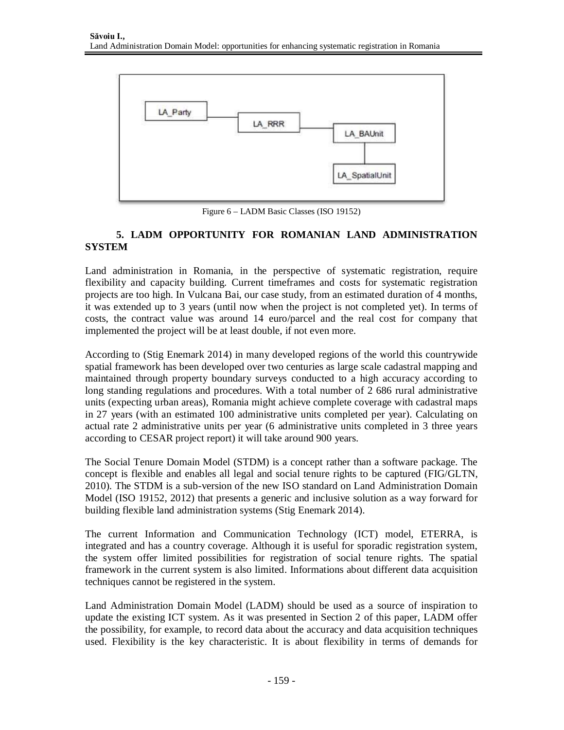Figure 6 – LADM Basic Classes (ISO 19152)

## 5. LADM OPPORTUNITY FOR ROMANIAN LAND ADMINISTRATION SYSTEM

Land administration in Romania, in the perspective of systematic registration, require flexibility and capacity building. Current timeframes and costs for systematic registration projects are too high. In Vulcana Bai, our case study, from an estimated duration of 4 months, it was extended up to 3 years (until now when the project is not completed yet). In terms of costs, the contract value was around 14 euro/parcel and the real cost for company that implemented the project will be at least double, if not even more.

According to (Stig Enemark 2014) in many developed regions of the world this countrywide spatial framework has been developed over two centuries as large scale cadastral mapping and maintained through property boundary surveys conducted to a high accuracy according to long standing regulations and procedures. With a total number of 2 686 rural administrative units (expecting urban areas), Romania might achieve complete coverage with cadastral maps in 27 years (with an estimated 100 administrative units completed per year). Calculating on actual rate 2 administrative units per year (6 administrative units completed in 3 three years according to CESAR project report) it will take around 900 years.

The Social Tenure Domain Model (STDM) is a concept rather than a software package. The concept is flexible and enables all legal and social tenure rights to be captured (FIG/GLTN, 2010). The STDM is a sub-version of the new ISO standard on Land Administration Domain Model (ISO 19152, 2012) that presents a generic and inclusive solution as a way forward for building flexible land administration systems (Stig Enemark 2014).

The current Information and Communication Technology (ICT) model, ETERRA, is integrated and has a country coverage. Although it is useful for sporadic registration system, the system offer limited possibilities for registration of social tenure rights. The spatial framework in the current system is also limited. Informations about different data acquisition techniques cannot be registered in the system.

Land Administration Domain Model (LADM) should be used as a source of inspiration to update the existing ICT system. As it was presented in Section 2 of this paper, LADM offer the possibility, for example, to record data about the accuracy and data acquisition techniques used. Flexibility is the key characteristic. It is about flexibility in terms of demands for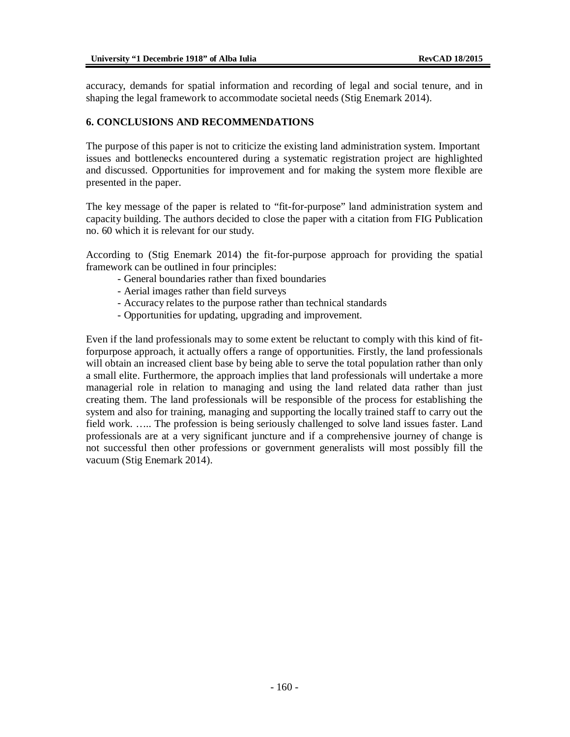accuracy, demands for spatial information and recording of legal and social tenure, and in shaping the legal framework to accommodate societal needs (Stig Enemark 2014).

## 6. CONCLUSIONS AND RECOMMENDATIONS

The purpose of this paper is not to criticize the existing land administration system. Important issues and bottlenecks encountered during a systematic registration project are highlighted and discussed. Opportunities for improvement and for making the system more flexible are presented in the paper.

The key message of the paper is related to "fit-for-purpose" land administration system and capacity building. The authors decided to close the paper with a citation from FIG Publication no. 60 which it is relevant for our study.

According to (Stig Enemark 2014) the fit-for-purpose approach for providing the spatial framework can be outlined in four principles:

- General boundaries rather than fixed boundaries
- Aerial images rather than field surveys
- Accuracy relates to the purpose rather than technical standards
- Opportunities for updating, upgrading and improvement.

Even if the land professionals may to some extent be reluctant to comply with this kind of fit-forpurpose approach, it actually offers a range of opportunities. Firstly, the land professionals will obtain an increased client base by being able to serve the total population rather than only a small elite. Furthermore, the approach implies that land professionals will undertake a more managerial role in relation to managing and using the land related data rather than just creating them. The land professionals will be responsible of the process for establishing the system and also for training, managing and supporting the locally trained staff to carry out the field work. ….. The profession is being seriously challenged to solve land issues faster. Land professionals are at a very significant juncture and if a comprehensive journey of change is not successful then other professions or government generalists will most possibly fill the vacuum (Stig Enemark 2014).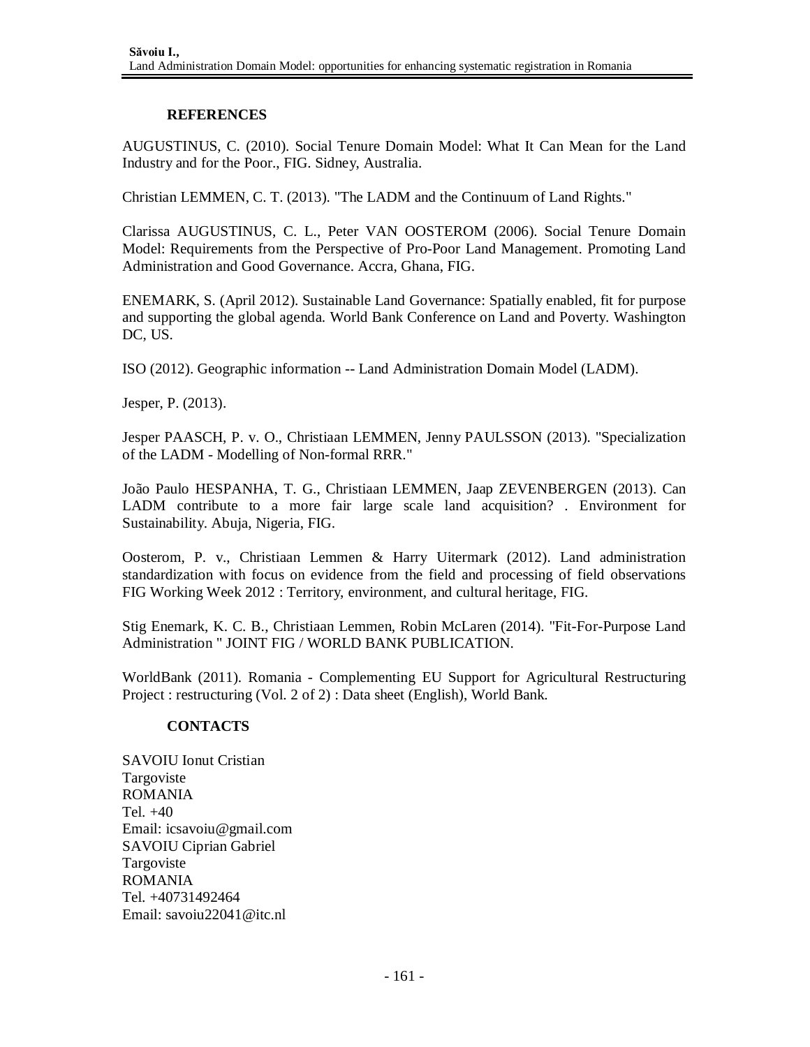## REFERENCES

AUGUSTINUS, C. (2010). Social Tenure Domain Model: What It Can Mean for the Land Industry and for the Poor., FIG. Sidney, Australia.

Christian LEMMEN, C. T. (2013). "The LADM and the Continuum of Land Rights."

Clarissa AUGUSTINUS, C. L., Peter VAN OOSTEROM (2006). Social Tenure Domain Model: Requirements from the Perspective of Pro-Poor Land Management. Promoting Land Administration and Good Governance. Accra, Ghana, FIG.

ENEMARK, S. (April 2012). Sustainable Land Governance: Spatially enabled, fit for purpose and supporting the global agenda. World Bank Conference on Land and Poverty. Washington DC, US.

ISO (2012). Geographic information -- Land Administration Domain Model (LADM).

Jesper, P. (2013).

Jesper PAASCH, P. v. O., Christiaan LEMMEN, Jenny PAULSSON (2013). "Specialization of the LADM - Modelling of Non-formal RRR."

João Paulo HESPANHA, T. G., Christiaan LEMMEN, Jaap ZEVENBERGEN (2013). Can LADM contribute to a more fair large scale land acquisition? . Environment for Sustainability. Abuja, Nigeria, FIG.

Oosterom, P. v., Christiaan Lemmen & Harry Uitermark (2012). Land administration standardization with focus on evidence from the field and processing of field observations FIG Working Week 2012 : Territory, environment, and cultural heritage, FIG.

Stig Enemark, K. C. B., Christiaan Lemmen, Robin McLaren (2014). "Fit-For-Purpose Land Administration " JOINT FIG / WORLD BANK PUBLICATION.

WorldBank (2011). Romania - Complementing EU Support for Agricultural Restructuring Project : restructuring (Vol. 2 of 2) : Data sheet (English), World Bank.

## CONTACTS

SAVOIU Ionut Cristian
Targoviste
ROMANIA
Tel. +40
Email: icsavoiu@gmail.com
SAVOIU Ciprian Gabriel
Targoviste
ROMANIA
Tel. +40731492464
Email: savoiu22041@itc.nl